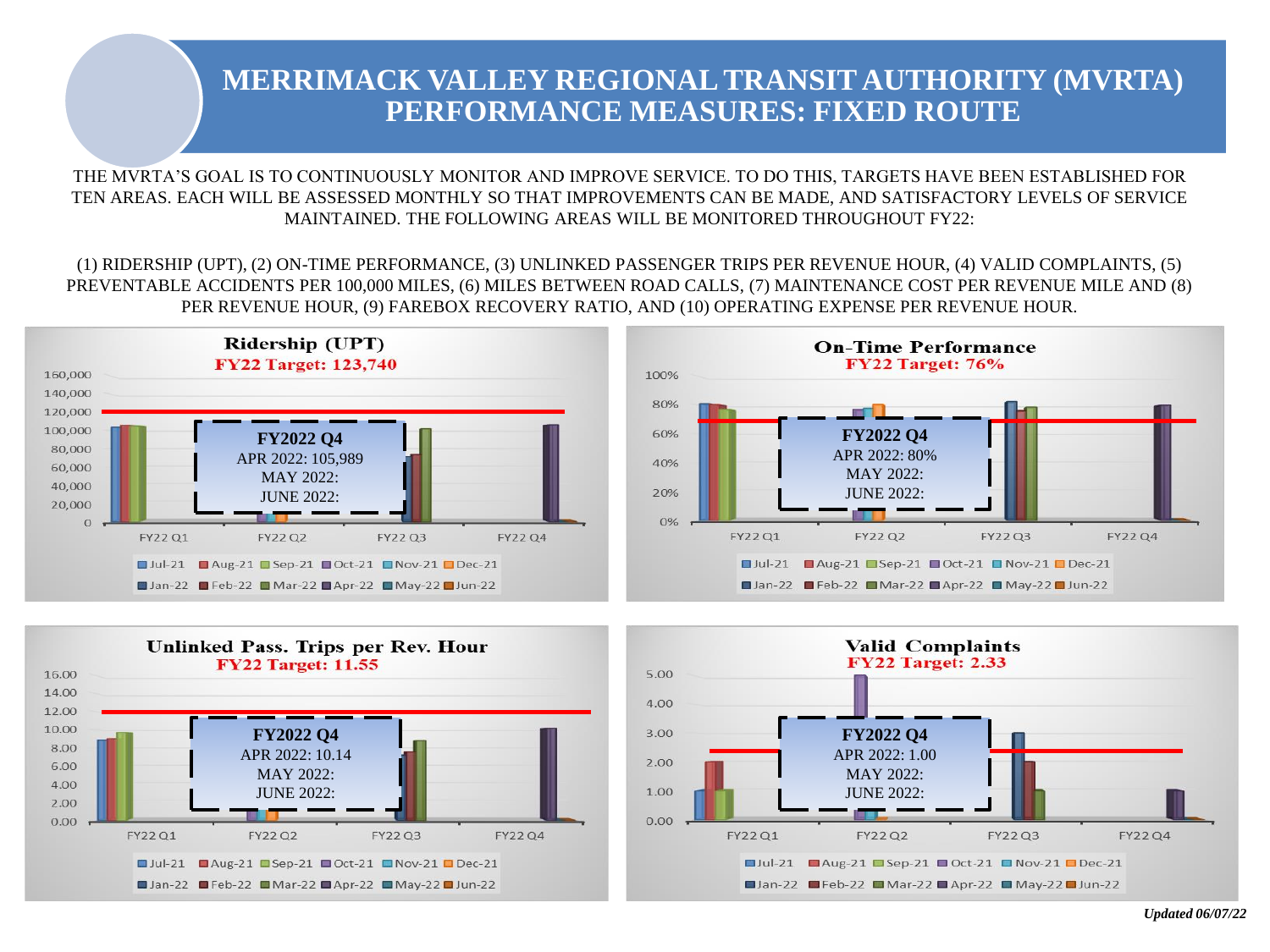# MERRIMACK VALLEY REGIONAL TRANSIT AUTHORITY (MVRTA) PERFORMANCE MEASURES: FIXED ROUTE

THE MVRTA'S GOAL IS TO CONTINUOUSLY MONITOR AND IMPROVE SERVICE. TO DO THIS, TARGETS HAVE BEEN ESTABLISHED FOR TEN AREAS. EACH WILL BE ASSESSED MONTHLY SO THAT IMPROVEMENTS CAN BE MADE, AND SATISFACTORY LEVELS OF SERVICE MAINTAINED. THE FOLLOWING AREAS WILL BE MONITORED THROUGHOUT FY22:

(1) RIDERSHIP (UPT), (2) ON-TIME PERFORMANCE, (3) UNLINKED PASSENGER TRIPS PER REVENUE HOUR, (4) VALID COMPLAINTS, (5) PREVENTABLE ACCIDENTS PER 100,000 MILES, (6) MILES BETWEEN ROAD CALLS, (7) MAINTENANCE COST PER REVENUE MILE AND (8) PER REVENUE HOUR, (9) FAREBOX RECOVERY RATIO, AND (10) OPERATING EXPENSE PER REVENUE HOUR.

## Ridership (UPT)

**FY22 Target: 123,740**

**FY2022 Q4**
APR 2022: 105,989
MAY 2022:
JUNE 2022:

## On-Time Performance

**FY22 Target: 76%**

**FY2022 Q4**
APR 2022: 80%
MAY 2022:
JUNE 2022:

## Unlinked Pass. Trips per Rev. Hour

**FY22 Target: 11.55**

**FY2022 Q4**
APR 2022: 10.14
MAY 2022:
JUNE 2022:

## Valid Complaints

**FY22 Target: 2.33**

**FY2022 Q4**
APR 2022: 1.00
MAY 2022:
JUNE 2022:

*Updated 06/07/22*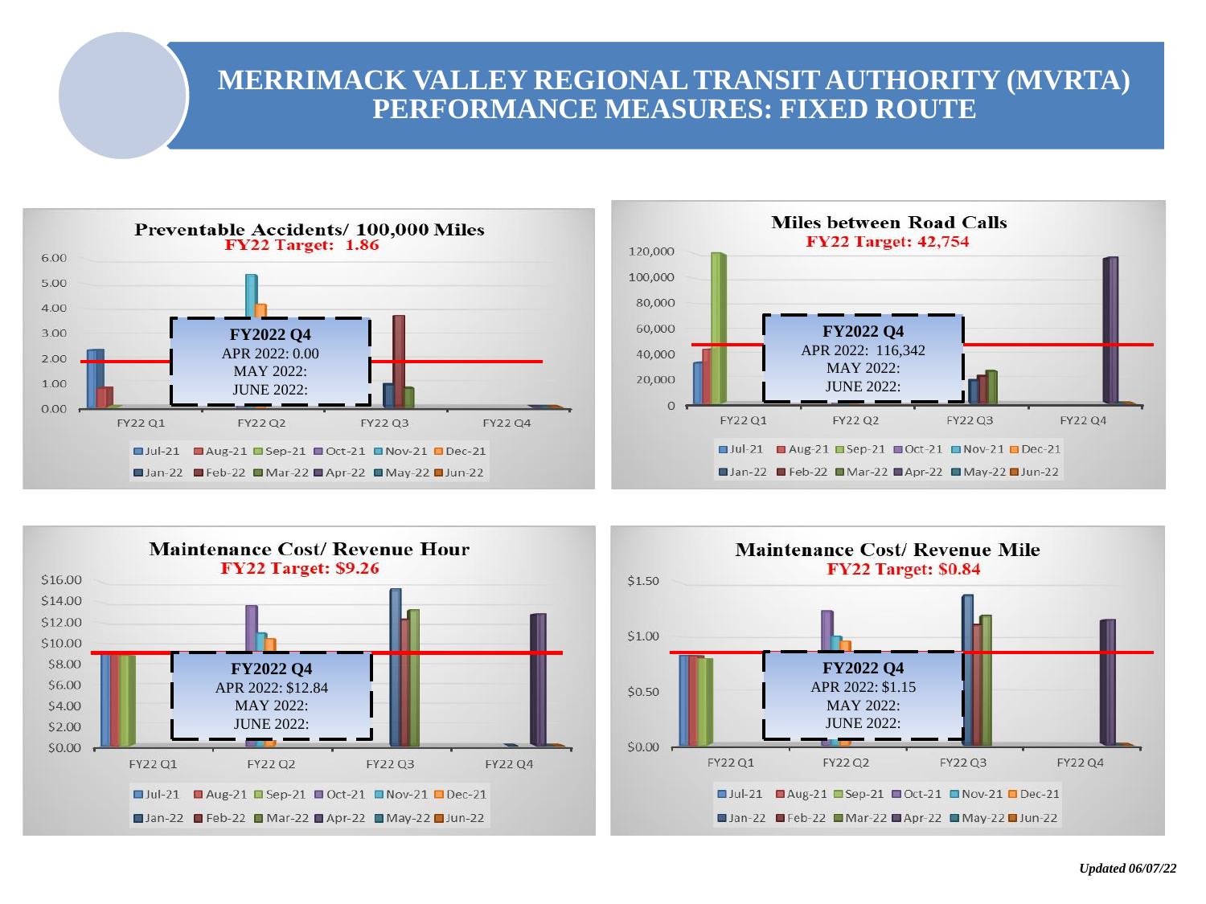# MERRIMACK VALLEY REGIONAL TRANSIT AUTHORITY (MVRTA) PERFORMANCE MEASURES: FIXED ROUTE

## Preventable Accidents/ 100,000 Miles

**FY22 Target: 1.86**

**FY2022 Q4**
APR 2022: 0.00
MAY 2022:
JUNE 2022:

## Miles between Road Calls

**FY22 Target: 42,754**

**FY2022 Q4**
APR 2022: 116,342
MAY 2022:
JUNE 2022:

## Maintenance Cost/ Revenue Hour

**FY22 Target: $9.26**

**FY2022 Q4**
APR 2022: $12.84
MAY 2022:
JUNE 2022:

## Maintenance Cost/ Revenue Mile

**FY22 Target: $0.84**

**FY2022 Q4**
APR 2022: $1.15
MAY 2022:
JUNE 2022:

*Updated 06/07/22*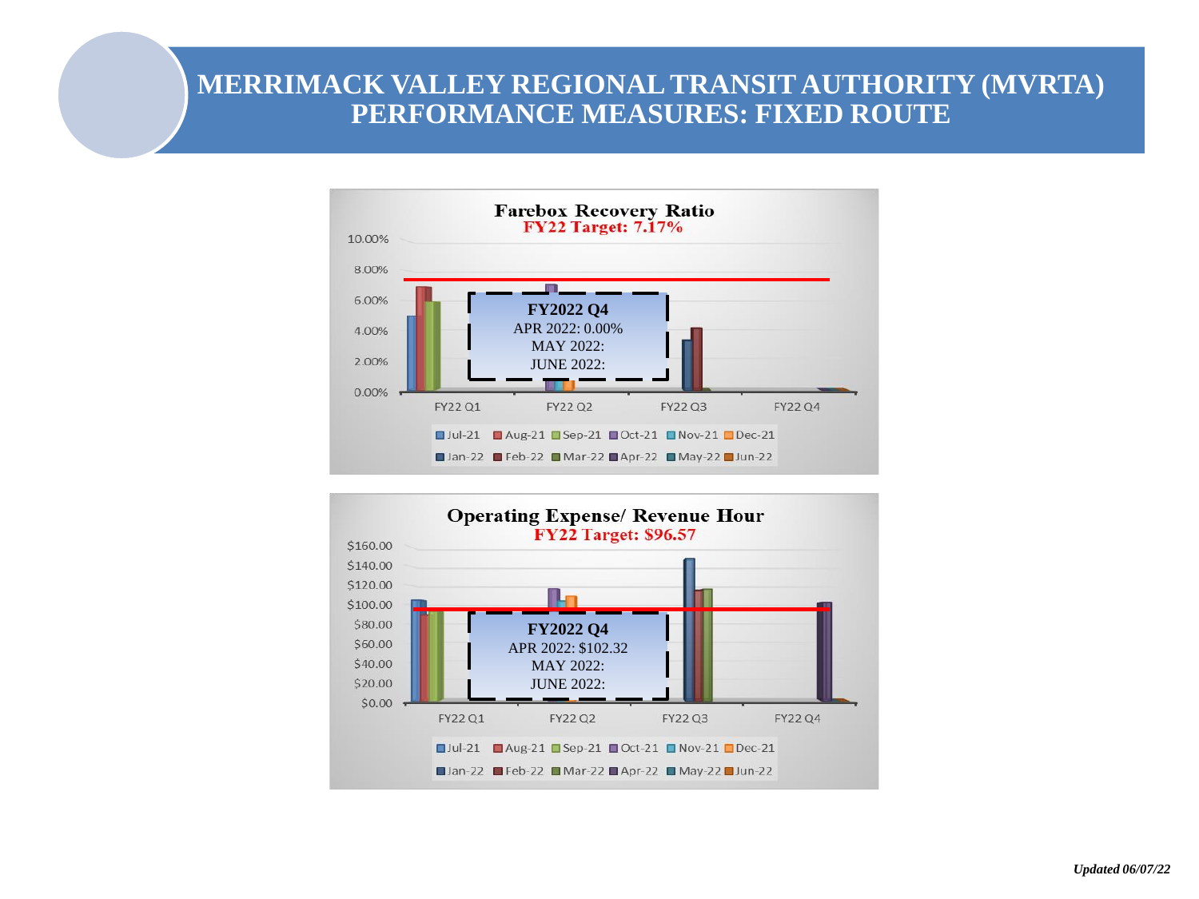# MERRIMACK VALLEY REGIONAL TRANSIT AUTHORITY (MVRTA) PERFORMANCE MEASURES: FIXED ROUTE

**Farebox Recovery Ratio**
FY22 Target: 7.17%

10.00%
8.00%
6.00%
4.00%
2.00%
0.00%

FY22 Q1 | FY22 Q2 | FY22 Q3 | FY22 Q4

**FY2022 Q4**
APR 2022: 0.00%
MAY 2022:
JUNE 2022:

Jul-21 | Aug-21 | Sep-21 | Oct-21 | Nov-21 | Dec-21 | Jan-22 | Feb-22 | Mar-22 | Apr-22 | May-22 | Jun-22

**Operating Expense/ Revenue Hour**
FY22 Target: $96.57

$160.00
$140.00
$120.00
$100.00
$80.00
$60.00
$40.00
$20.00
$0.00

FY22 Q1 | FY22 Q2 | FY22 Q3 | FY22 Q4

**FY2022 Q4**
APR 2022: $102.32
MAY 2022:
JUNE 2022:

Jul-21 | Aug-21 | Sep-21 | Oct-21 | Nov-21 | Dec-21 | Jan-22 | Feb-22 | Mar-22 | Apr-22 | May-22 | Jun-22

*Updated 06/07/22*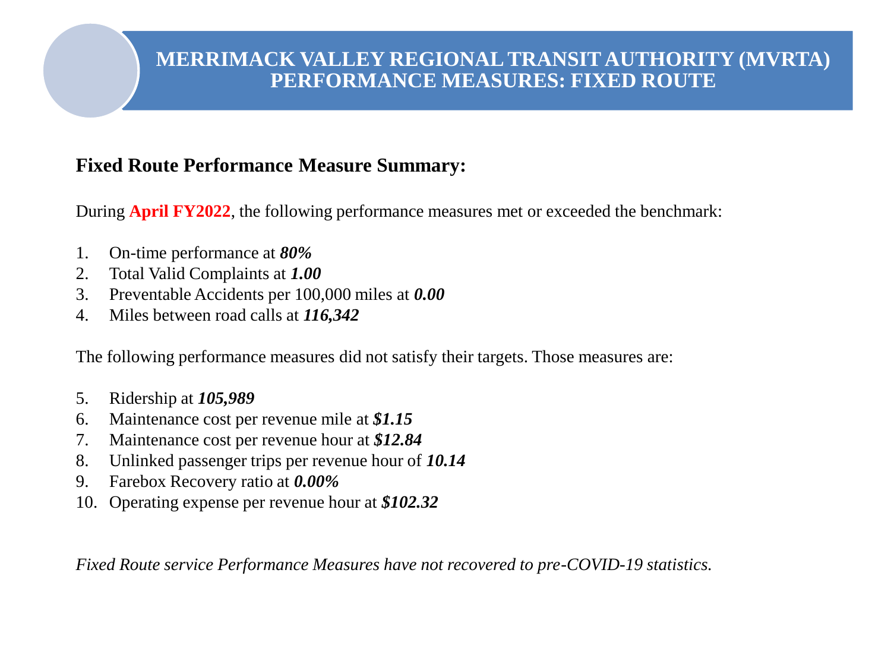# MERRIMACK VALLEY REGIONAL TRANSIT AUTHORITY (MVRTA) PERFORMANCE MEASURES: FIXED ROUTE

## Fixed Route Performance Measure Summary:

During **April FY2022**, the following performance measures met or exceeded the benchmark:

1. On-time performance at ***80%***
2. Total Valid Complaints at ***1.00***
3. Preventable Accidents per 100,000 miles at ***0.00***
4. Miles between road calls at ***116,342***

The following performance measures did not satisfy their targets. Those measures are:

5. Ridership at ***105,989***
6. Maintenance cost per revenue mile at ***$1.15***
7. Maintenance cost per revenue hour at ***$12.84***
8. Unlinked passenger trips per revenue hour of ***10.14***
9. Farebox Recovery ratio at ***0.00%***
10. Operating expense per revenue hour at ***$102.32***

*Fixed Route service Performance Measures have not recovered to pre-COVID-19 statistics.*